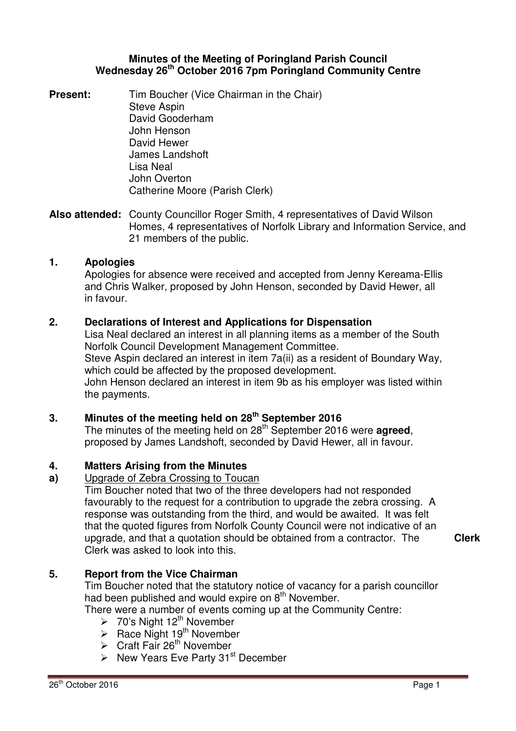**Minutes of the Meeting of Poringland Parish Council**
**Wednesday 26th October 2016 7pm Poringland Community Centre**

**Present:** Tim Boucher (Vice Chairman in the Chair)
Steve Aspin
David Gooderham
John Henson
David Hewer
James Landshoft
Lisa Neal
John Overton
Catherine Moore (Parish Clerk)

**Also attended:** County Councillor Roger Smith, 4 representatives of David Wilson Homes, 4 representatives of Norfolk Library and Information Service, and 21 members of the public.

## 1. Apologies

Apologies for absence were received and accepted from Jenny Kereama-Ellis and Chris Walker, proposed by John Henson, seconded by David Hewer, all in favour.

## 2. Declarations of Interest and Applications for Dispensation

Lisa Neal declared an interest in all planning items as a member of the South Norfolk Council Development Management Committee.
Steve Aspin declared an interest in item 7a(ii) as a resident of Boundary Way, which could be affected by the proposed development.
John Henson declared an interest in item 9b as his employer was listed within the payments.

## 3. Minutes of the meeting held on 28th September 2016

The minutes of the meeting held on 28th September 2016 were **agreed**, proposed by James Landshoft, seconded by David Hewer, all in favour.

## 4. Matters Arising from the Minutes

**a)** Upgrade of Zebra Crossing to Toucan

Tim Boucher noted that two of the three developers had not responded favourably to the request for a contribution to upgrade the zebra crossing. A response was outstanding from the third, and would be awaited. It was felt that the quoted figures from Norfolk County Council were not indicative of an upgrade, and that a quotation should be obtained from a contractor. The Clerk was asked to look into this. **Clerk**

## 5. Report from the Vice Chairman

Tim Boucher noted that the statutory notice of vacancy for a parish councillor had been published and would expire on 8th November.
There were a number of events coming up at the Community Centre:

- 70's Night 12th November
- Race Night 19th November
- Craft Fair 26th November
- New Years Eve Party 31st December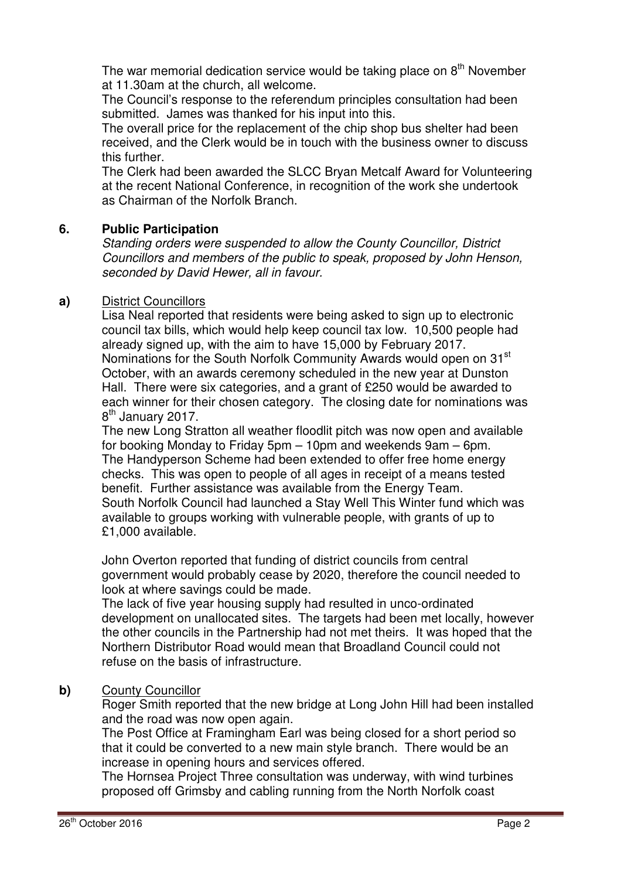The war memorial dedication service would be taking place on 8th November at 11.30am at the church, all welcome.

The Council's response to the referendum principles consultation had been submitted. James was thanked for his input into this.

The overall price for the replacement of the chip shop bus shelter had been received, and the Clerk would be in touch with the business owner to discuss this further.

The Clerk had been awarded the SLCC Bryan Metcalf Award for Volunteering at the recent National Conference, in recognition of the work she undertook as Chairman of the Norfolk Branch.

## 6. Public Participation

*Standing orders were suspended to allow the County Councillor, District Councillors and members of the public to speak, proposed by John Henson, seconded by David Hewer, all in favour.*

**a)** District Councillors

Lisa Neal reported that residents were being asked to sign up to electronic council tax bills, which would help keep council tax low. 10,500 people had already signed up, with the aim to have 15,000 by February 2017.

Nominations for the South Norfolk Community Awards would open on 31st October, with an awards ceremony scheduled in the new year at Dunston Hall. There were six categories, and a grant of £250 would be awarded to each winner for their chosen category. The closing date for nominations was 8th January 2017.

The new Long Stratton all weather floodlit pitch was now open and available for booking Monday to Friday 5pm – 10pm and weekends 9am – 6pm.

The Handyperson Scheme had been extended to offer free home energy checks. This was open to people of all ages in receipt of a means tested benefit. Further assistance was available from the Energy Team.

South Norfolk Council had launched a Stay Well This Winter fund which was available to groups working with vulnerable people, with grants of up to £1,000 available.

John Overton reported that funding of district councils from central government would probably cease by 2020, therefore the council needed to look at where savings could be made.

The lack of five year housing supply had resulted in unco-ordinated development on unallocated sites. The targets had been met locally, however the other councils in the Partnership had not met theirs. It was hoped that the Northern Distributor Road would mean that Broadland Council could not refuse on the basis of infrastructure.

**b)** County Councillor

Roger Smith reported that the new bridge at Long John Hill had been installed and the road was now open again.

The Post Office at Framingham Earl was being closed for a short period so that it could be converted to a new main style branch. There would be an increase in opening hours and services offered.

The Hornsea Project Three consultation was underway, with wind turbines proposed off Grimsby and cabling running from the North Norfolk coast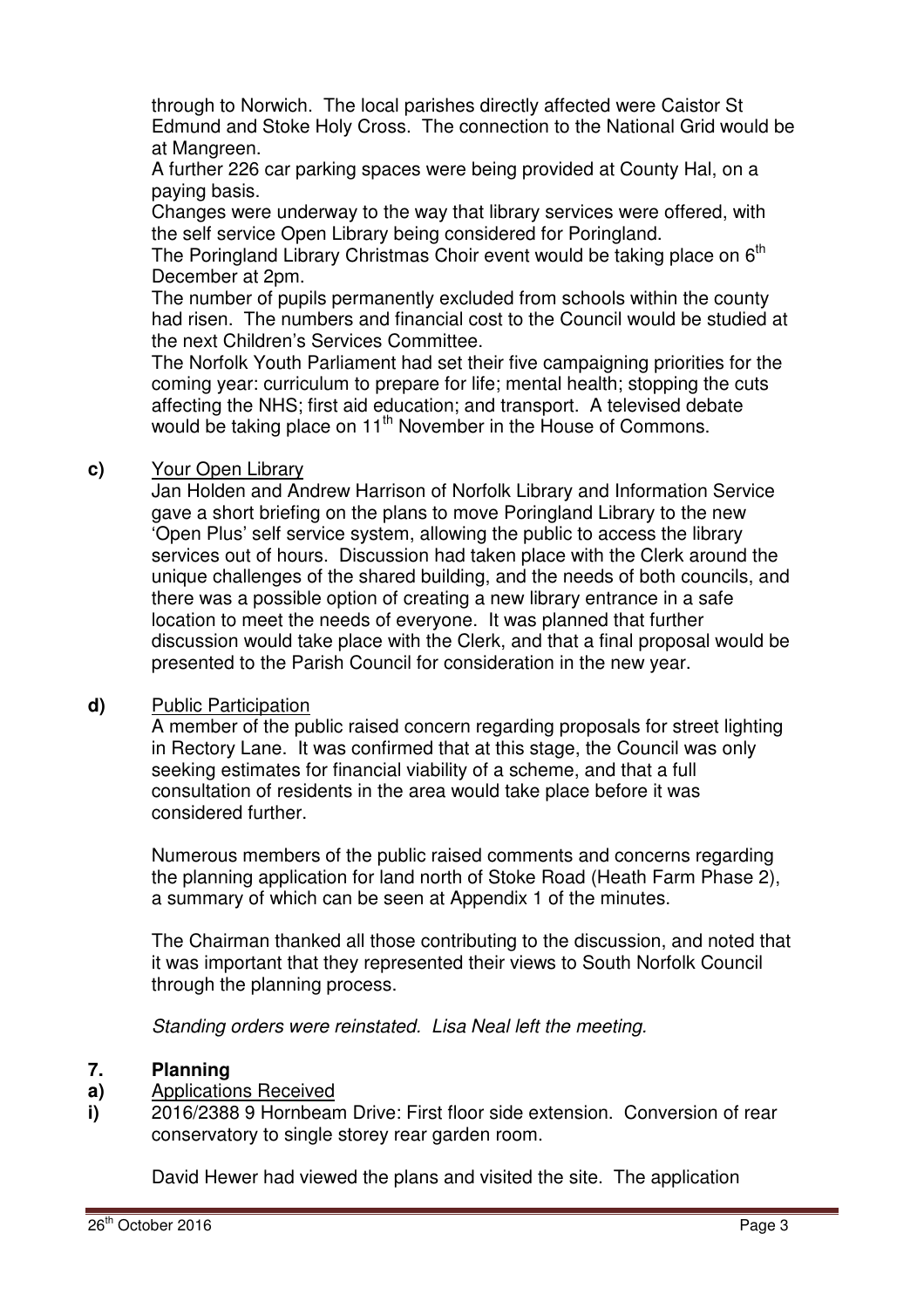through to Norwich. The local parishes directly affected were Caistor St Edmund and Stoke Holy Cross. The connection to the National Grid would be at Mangreen.

A further 226 car parking spaces were being provided at County Hal, on a paying basis.

Changes were underway to the way that library services were offered, with the self service Open Library being considered for Poringland.

The Poringland Library Christmas Choir event would be taking place on 6th December at 2pm.

The number of pupils permanently excluded from schools within the county had risen. The numbers and financial cost to the Council would be studied at the next Children's Services Committee.

The Norfolk Youth Parliament had set their five campaigning priorities for the coming year: curriculum to prepare for life; mental health; stopping the cuts affecting the NHS; first aid education; and transport. A televised debate would be taking place on 11th November in the House of Commons.

**c)** Your Open Library

Jan Holden and Andrew Harrison of Norfolk Library and Information Service gave a short briefing on the plans to move Poringland Library to the new 'Open Plus' self service system, allowing the public to access the library services out of hours. Discussion had taken place with the Clerk around the unique challenges of the shared building, and the needs of both councils, and there was a possible option of creating a new library entrance in a safe location to meet the needs of everyone. It was planned that further discussion would take place with the Clerk, and that a final proposal would be presented to the Parish Council for consideration in the new year.

**d)** Public Participation

A member of the public raised concern regarding proposals for street lighting in Rectory Lane. It was confirmed that at this stage, the Council was only seeking estimates for financial viability of a scheme, and that a full consultation of residents in the area would take place before it was considered further.

Numerous members of the public raised comments and concerns regarding the planning application for land north of Stoke Road (Heath Farm Phase 2), a summary of which can be seen at Appendix 1 of the minutes.

The Chairman thanked all those contributing to the discussion, and noted that it was important that they represented their views to South Norfolk Council through the planning process.

*Standing orders were reinstated. Lisa Neal left the meeting.*

## 7. Planning

**a)** Applications Received

**i)** 2016/2388 9 Hornbeam Drive: First floor side extension. Conversion of rear conservatory to single storey rear garden room.

David Hewer had viewed the plans and visited the site. The application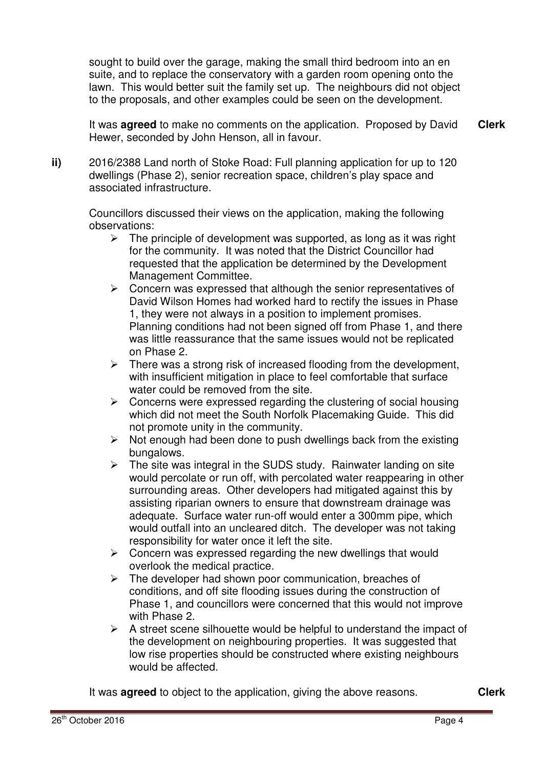sought to build over the garage, making the small third bedroom into an en suite, and to replace the conservatory with a garden room opening onto the lawn. This would better suit the family set up. The neighbours did not object to the proposals, and other examples could be seen on the development.

It was **agreed** to make no comments on the application. Proposed by David Hewer, seconded by John Henson, all in favour. **Clerk**

**ii)** 2016/2388 Land north of Stoke Road: Full planning application for up to 120 dwellings (Phase 2), senior recreation space, children's play space and associated infrastructure.

Councillors discussed their views on the application, making the following observations:

- The principle of development was supported, as long as it was right for the community. It was noted that the District Councillor had requested that the application be determined by the Development Management Committee.
- Concern was expressed that although the senior representatives of David Wilson Homes had worked hard to rectify the issues in Phase 1, they were not always in a position to implement promises. Planning conditions had not been signed off from Phase 1, and there was little reassurance that the same issues would not be replicated on Phase 2.
- There was a strong risk of increased flooding from the development, with insufficient mitigation in place to feel comfortable that surface water could be removed from the site.
- Concerns were expressed regarding the clustering of social housing which did not meet the South Norfolk Placemaking Guide. This did not promote unity in the community.
- Not enough had been done to push dwellings back from the existing bungalows.
- The site was integral in the SUDS study. Rainwater landing on site would percolate or run off, with percolated water reappearing in other surrounding areas. Other developers had mitigated against this by assisting riparian owners to ensure that downstream drainage was adequate. Surface water run-off would enter a 300mm pipe, which would outfall into an uncleared ditch. The developer was not taking responsibility for water once it left the site.
- Concern was expressed regarding the new dwellings that would overlook the medical practice.
- The developer had shown poor communication, breaches of conditions, and off site flooding issues during the construction of Phase 1, and councillors were concerned that this would not improve with Phase 2.
- A street scene silhouette would be helpful to understand the impact of the development on neighbouring properties. It was suggested that low rise properties should be constructed where existing neighbours would be affected.

It was **agreed** to object to the application, giving the above reasons. **Clerk**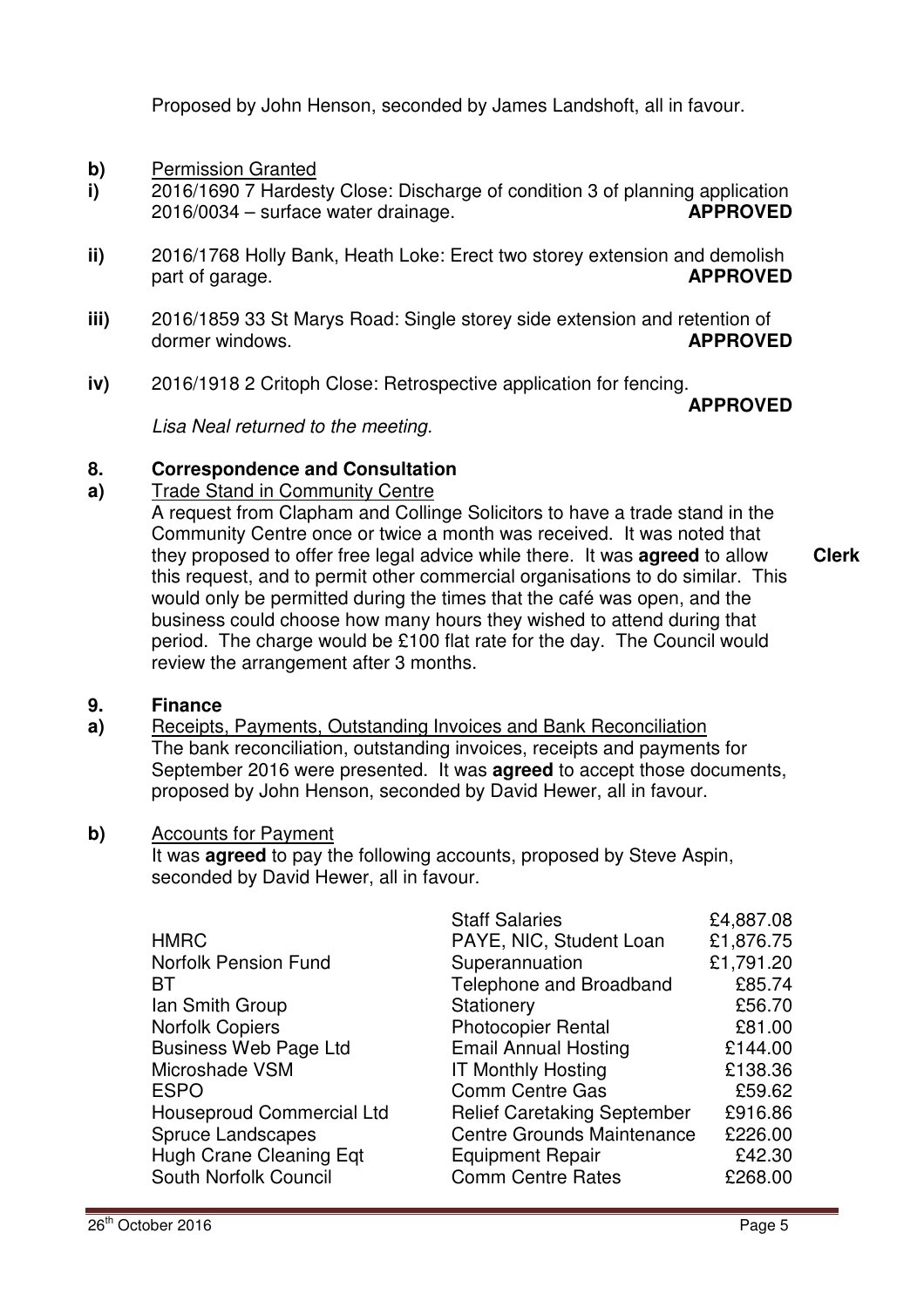Proposed by John Henson, seconded by James Landshoft, all in favour.

**b)** Permission Granted

**i)** 2016/1690 7 Hardesty Close: Discharge of condition 3 of planning application 2016/0034 – surface water drainage. **APPROVED**

**ii)** 2016/1768 Holly Bank, Heath Loke: Erect two storey extension and demolish part of garage. **APPROVED**

**iii)** 2016/1859 33 St Marys Road: Single storey side extension and retention of dormer windows. **APPROVED**

**iv)** 2016/1918 2 Critoph Close: Retrospective application for fencing. **APPROVED**

*Lisa Neal returned to the meeting.*

## 8. Correspondence and Consultation

**a)** Trade Stand in Community Centre

A request from Clapham and Collinge Solicitors to have a trade stand in the Community Centre once or twice a month was received. It was noted that they proposed to offer free legal advice while there. It was **agreed** to allow this request, and to permit other commercial organisations to do similar. This would only be permitted during the times that the café was open, and the business could choose how many hours they wished to attend during that period. The charge would be £100 flat rate for the day. The Council would review the arrangement after 3 months. **Clerk**

## 9. Finance

**a)** Receipts, Payments, Outstanding Invoices and Bank Reconciliation

The bank reconciliation, outstanding invoices, receipts and payments for September 2016 were presented. It was **agreed** to accept those documents, proposed by John Henson, seconded by David Hewer, all in favour.

**b)** Accounts for Payment

It was **agreed** to pay the following accounts, proposed by Steve Aspin, seconded by David Hewer, all in favour.

| | | |
|---|---|---|
| | Staff Salaries | £4,887.08 |
| HMRC | PAYE, NIC, Student Loan | £1,876.75 |
| Norfolk Pension Fund | Superannuation | £1,791.20 |
| BT | Telephone and Broadband | £85.74 |
| Ian Smith Group | Stationery | £56.70 |
| Norfolk Copiers | Photocopier Rental | £81.00 |
| Business Web Page Ltd | Email Annual Hosting | £144.00 |
| Microshade VSM | IT Monthly Hosting | £138.36 |
| ESPO | Comm Centre Gas | £59.62 |
| Houseproud Commercial Ltd | Relief Caretaking September | £916.86 |
| Spruce Landscapes | Centre Grounds Maintenance | £226.00 |
| Hugh Crane Cleaning Eqt | Equipment Repair | £42.30 |
| South Norfolk Council | Comm Centre Rates | £268.00 |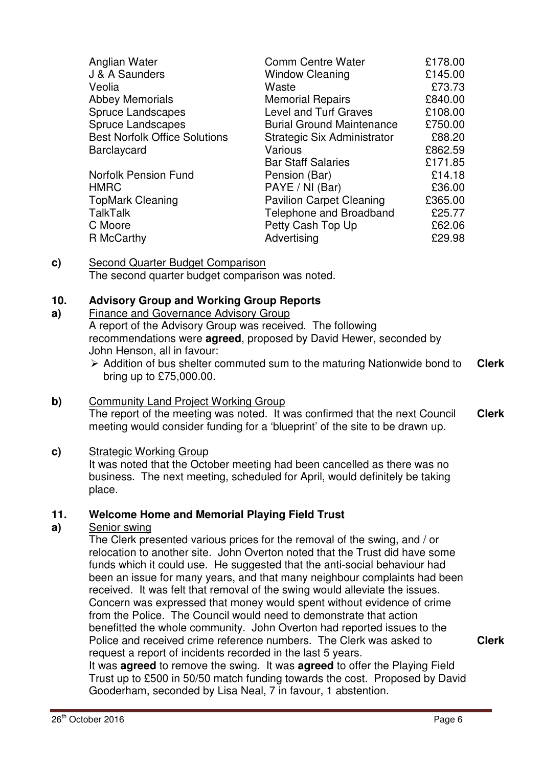| Payee | Description | Amount |
|---|---|---|
| Anglian Water | Comm Centre Water | £178.00 |
| J & A Saunders | Window Cleaning | £145.00 |
| Veolia | Waste | £73.73 |
| Abbey Memorials | Memorial Repairs | £840.00 |
| Spruce Landscapes | Level and Turf Graves | £108.00 |
| Spruce Landscapes | Burial Ground Maintenance | £750.00 |
| Best Norfolk Office Solutions | Strategic Six Administrator | £88.20 |
| Barclaycard | Various | £862.59 |
| | Bar Staff Salaries | £171.85 |
| Norfolk Pension Fund | Pension (Bar) | £14.18 |
| HMRC | PAYE / NI (Bar) | £36.00 |
| TopMark Cleaning | Pavilion Carpet Cleaning | £365.00 |
| TalkTalk | Telephone and Broadband | £25.77 |
| C Moore | Petty Cash Top Up | £62.06 |
| R McCarthy | Advertising | £29.98 |

**c)** Second Quarter Budget Comparison

The second quarter budget comparison was noted.

## 10. Advisory Group and Working Group Reports

**a)** Finance and Governance Advisory Group

A report of the Advisory Group was received. The following recommendations were **agreed**, proposed by David Hewer, seconded by John Henson, all in favour:

- Addition of bus shelter commuted sum to the maturing Nationwide bond to bring up to £75,000.00. **Clerk**

**b)** Community Land Project Working Group

The report of the meeting was noted. It was confirmed that the next Council meeting would consider funding for a 'blueprint' of the site to be drawn up. **Clerk**

**c)** Strategic Working Group

It was noted that the October meeting had been cancelled as there was no business. The next meeting, scheduled for April, would definitely be taking place.

## 11. Welcome Home and Memorial Playing Field Trust

**a)** Senior swing

The Clerk presented various prices for the removal of the swing, and / or relocation to another site. John Overton noted that the Trust did have some funds which it could use. He suggested that the anti-social behaviour had been an issue for many years, and that many neighbour complaints had been received. It was felt that removal of the swing would alleviate the issues. Concern was expressed that money would spent without evidence of crime from the Police. The Council would need to demonstrate that action benefitted the whole community. John Overton had reported issues to the Police and received crime reference numbers. The Clerk was asked to request a report of incidents recorded in the last 5 years. **Clerk**

It was **agreed** to remove the swing. It was **agreed** to offer the Playing Field Trust up to £500 in 50/50 match funding towards the cost. Proposed by David Gooderham, seconded by Lisa Neal, 7 in favour, 1 abstention.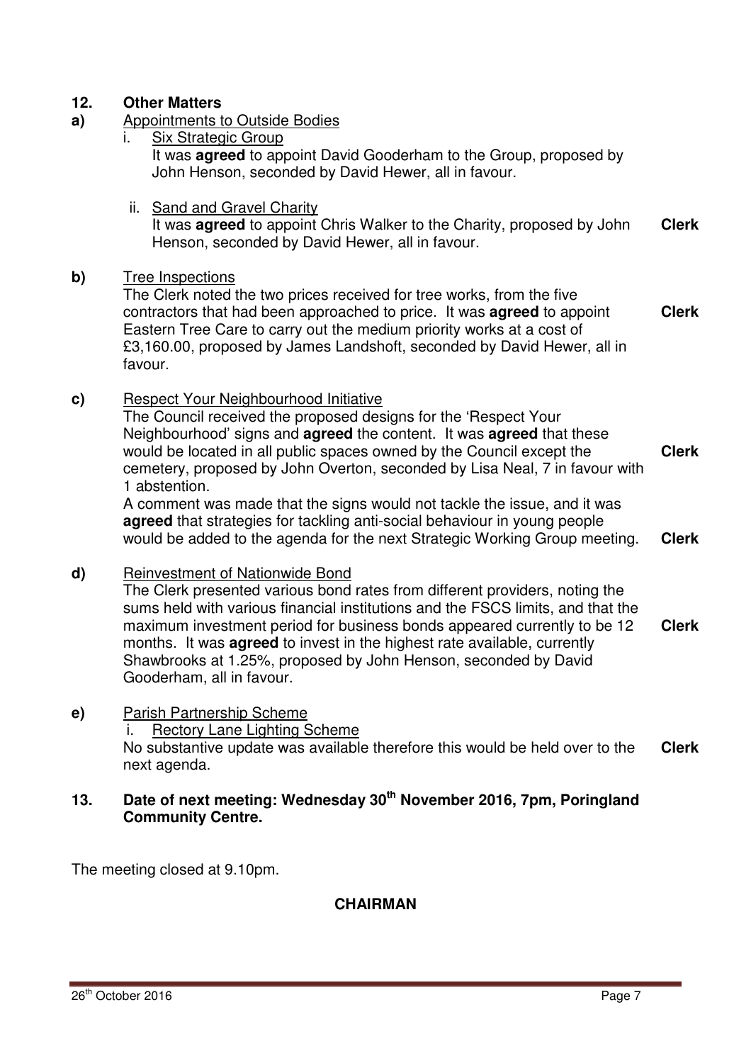## 12. Other Matters

**a)** <u>Appointments to Outside Bodies</u>

i. <u>Six Strategic Group</u>

It was **agreed** to appoint David Gooderham to the Group, proposed by John Henson, seconded by David Hewer, all in favour.

ii. <u>Sand and Gravel Charity</u>

It was **agreed** to appoint Chris Walker to the Charity, proposed by John Henson, seconded by David Hewer, all in favour. **Clerk**

**b)** <u>Tree Inspections</u>

The Clerk noted the two prices received for tree works, from the five contractors that had been approached to price. It was **agreed** to appoint Eastern Tree Care to carry out the medium priority works at a cost of £3,160.00, proposed by James Landshoft, seconded by David Hewer, all in favour. **Clerk**

**c)** <u>Respect Your Neighbourhood Initiative</u>

The Council received the proposed designs for the 'Respect Your Neighbourhood' signs and **agreed** the content. It was **agreed** that these would be located in all public spaces owned by the Council except the cemetery, proposed by John Overton, seconded by Lisa Neal, 7 in favour with 1 abstention. **Clerk**

A comment was made that the signs would not tackle the issue, and it was **agreed** that strategies for tackling anti-social behaviour in young people would be added to the agenda for the next Strategic Working Group meeting. **Clerk**

**d)** <u>Reinvestment of Nationwide Bond</u>

The Clerk presented various bond rates from different providers, noting the sums held with various financial institutions and the FSCS limits, and that the maximum investment period for business bonds appeared currently to be 12 months. It was **agreed** to invest in the highest rate available, currently Shawbrooks at 1.25%, proposed by John Henson, seconded by David Gooderham, all in favour. **Clerk**

**e)** <u>Parish Partnership Scheme</u>

i. <u>Rectory Lane Lighting Scheme</u>

No substantive update was available therefore this would be held over to the next agenda. **Clerk**

## 13. Date of next meeting: Wednesday 30th November 2016, 7pm, Poringland Community Centre.

The meeting closed at 9.10pm.

**CHAIRMAN**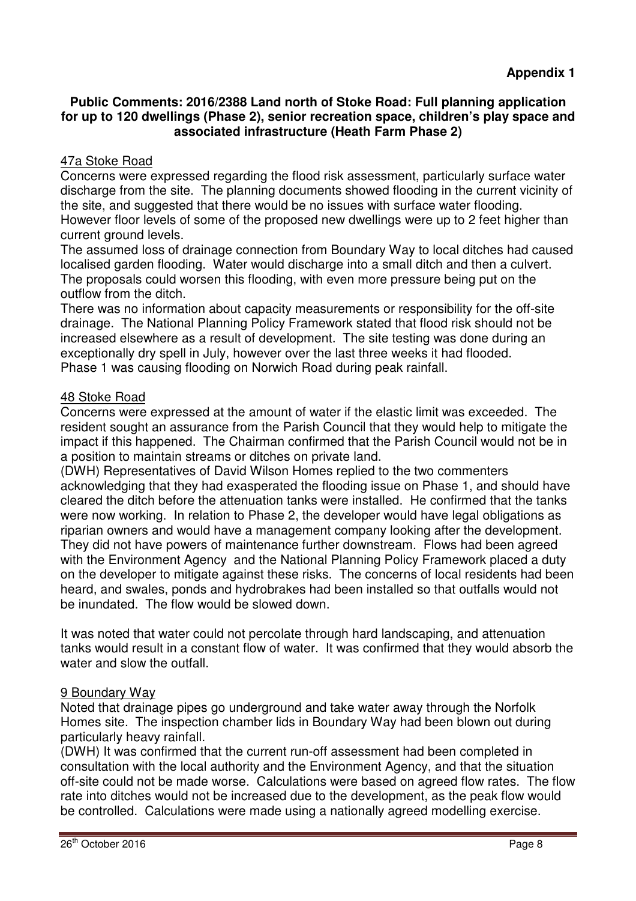**Appendix 1**

**Public Comments: 2016/2388 Land north of Stoke Road: Full planning application for up to 120 dwellings (Phase 2), senior recreation space, children's play space and associated infrastructure (Heath Farm Phase 2)**

47a Stoke Road

Concerns were expressed regarding the flood risk assessment, particularly surface water discharge from the site. The planning documents showed flooding in the current vicinity of the site, and suggested that there would be no issues with surface water flooding. However floor levels of some of the proposed new dwellings were up to 2 feet higher than current ground levels.

The assumed loss of drainage connection from Boundary Way to local ditches had caused localised garden flooding. Water would discharge into a small ditch and then a culvert. The proposals could worsen this flooding, with even more pressure being put on the outflow from the ditch.

There was no information about capacity measurements or responsibility for the off-site drainage. The National Planning Policy Framework stated that flood risk should not be increased elsewhere as a result of development. The site testing was done during an exceptionally dry spell in July, however over the last three weeks it had flooded. Phase 1 was causing flooding on Norwich Road during peak rainfall.

48 Stoke Road

Concerns were expressed at the amount of water if the elastic limit was exceeded. The resident sought an assurance from the Parish Council that they would help to mitigate the impact if this happened. The Chairman confirmed that the Parish Council would not be in a position to maintain streams or ditches on private land.

(DWH) Representatives of David Wilson Homes replied to the two commenters acknowledging that they had exasperated the flooding issue on Phase 1, and should have cleared the ditch before the attenuation tanks were installed. He confirmed that the tanks were now working. In relation to Phase 2, the developer would have legal obligations as riparian owners and would have a management company looking after the development. They did not have powers of maintenance further downstream. Flows had been agreed with the Environment Agency and the National Planning Policy Framework placed a duty on the developer to mitigate against these risks. The concerns of local residents had been heard, and swales, ponds and hydrobrakes had been installed so that outfalls would not be inundated. The flow would be slowed down.

It was noted that water could not percolate through hard landscaping, and attenuation tanks would result in a constant flow of water. It was confirmed that they would absorb the water and slow the outfall.

9 Boundary Way

Noted that drainage pipes go underground and take water away through the Norfolk Homes site. The inspection chamber lids in Boundary Way had been blown out during particularly heavy rainfall.

(DWH) It was confirmed that the current run-off assessment had been completed in consultation with the local authority and the Environment Agency, and that the situation off-site could not be made worse. Calculations were based on agreed flow rates. The flow rate into ditches would not be increased due to the development, as the peak flow would be controlled. Calculations were made using a nationally agreed modelling exercise.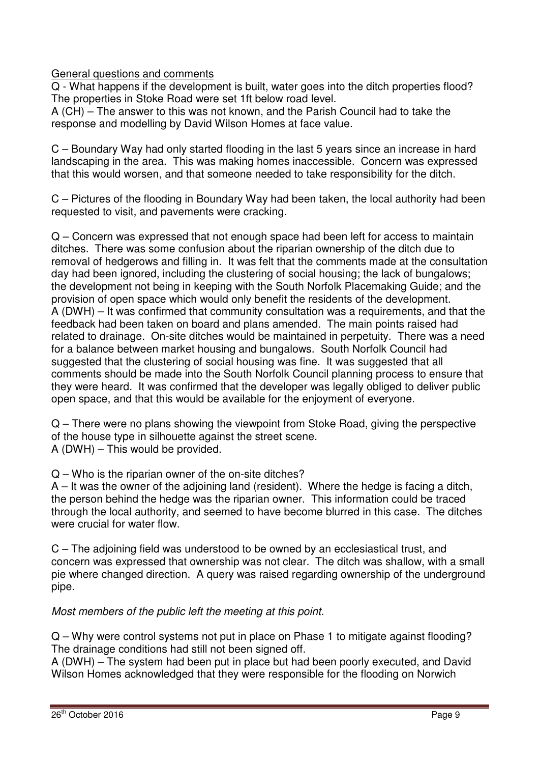General questions and comments

Q - What happens if the development is built, water goes into the ditch properties flood? The properties in Stoke Road were set 1ft below road level.

A (CH) – The answer to this was not known, and the Parish Council had to take the response and modelling by David Wilson Homes at face value.

C – Boundary Way had only started flooding in the last 5 years since an increase in hard landscaping in the area. This was making homes inaccessible. Concern was expressed that this would worsen, and that someone needed to take responsibility for the ditch.

C – Pictures of the flooding in Boundary Way had been taken, the local authority had been requested to visit, and pavements were cracking.

Q – Concern was expressed that not enough space had been left for access to maintain ditches. There was some confusion about the riparian ownership of the ditch due to removal of hedgerows and filling in. It was felt that the comments made at the consultation day had been ignored, including the clustering of social housing; the lack of bungalows; the development not being in keeping with the South Norfolk Placemaking Guide; and the provision of open space which would only benefit the residents of the development.

A (DWH) – It was confirmed that community consultation was a requirements, and that the feedback had been taken on board and plans amended. The main points raised had related to drainage. On-site ditches would be maintained in perpetuity. There was a need for a balance between market housing and bungalows. South Norfolk Council had suggested that the clustering of social housing was fine. It was suggested that all comments should be made into the South Norfolk Council planning process to ensure that they were heard. It was confirmed that the developer was legally obliged to deliver public open space, and that this would be available for the enjoyment of everyone.

Q – There were no plans showing the viewpoint from Stoke Road, giving the perspective of the house type in silhouette against the street scene.

A (DWH) – This would be provided.

Q – Who is the riparian owner of the on-site ditches?

A – It was the owner of the adjoining land (resident). Where the hedge is facing a ditch, the person behind the hedge was the riparian owner. This information could be traced through the local authority, and seemed to have become blurred in this case. The ditches were crucial for water flow.

C – The adjoining field was understood to be owned by an ecclesiastical trust, and concern was expressed that ownership was not clear. The ditch was shallow, with a small pie where changed direction. A query was raised regarding ownership of the underground pipe.

*Most members of the public left the meeting at this point.*

Q – Why were control systems not put in place on Phase 1 to mitigate against flooding? The drainage conditions had still not been signed off.

A (DWH) – The system had been put in place but had been poorly executed, and David Wilson Homes acknowledged that they were responsible for the flooding on Norwich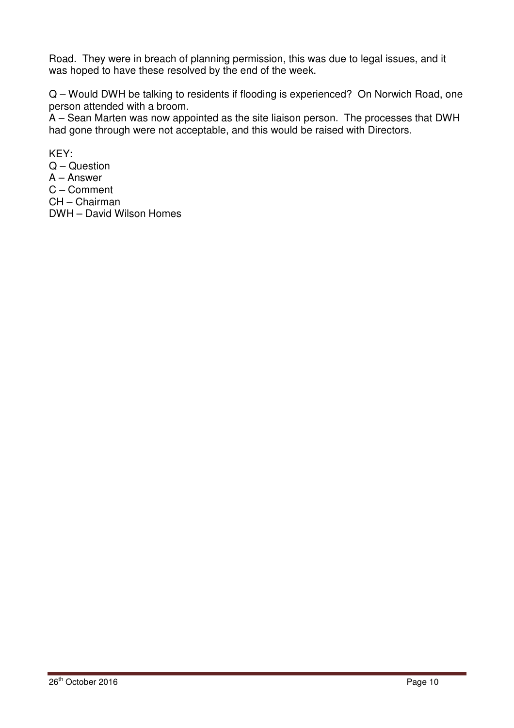Road. They were in breach of planning permission, this was due to legal issues, and it was hoped to have these resolved by the end of the week.

Q – Would DWH be talking to residents if flooding is experienced? On Norwich Road, one person attended with a broom.

A – Sean Marten was now appointed as the site liaison person. The processes that DWH had gone through were not acceptable, and this would be raised with Directors.

KEY:

Q – Question

A – Answer

C – Comment

CH – Chairman

DWH – David Wilson Homes